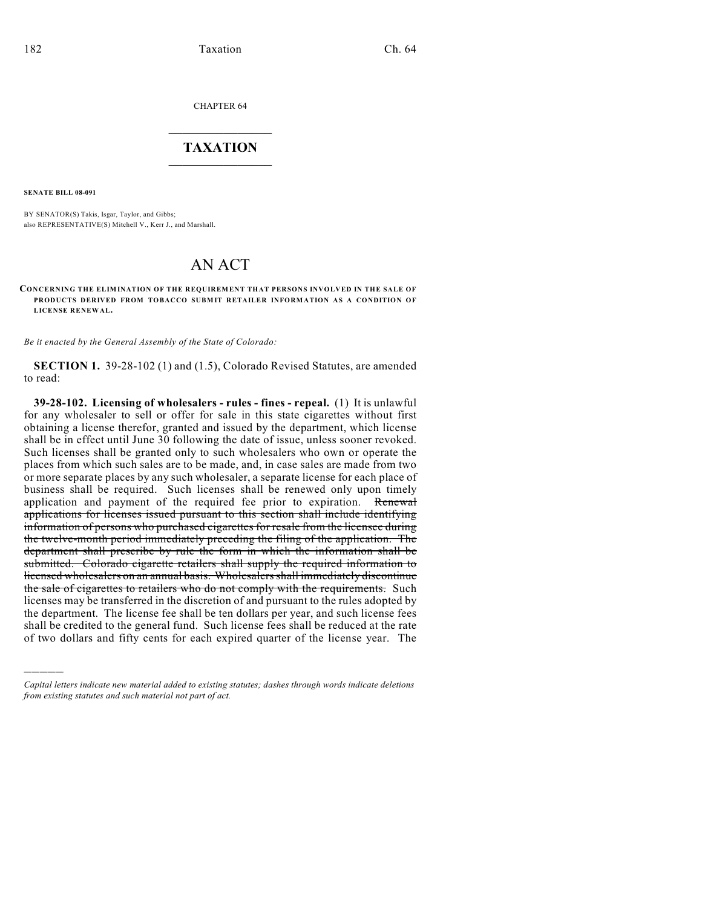CHAPTER 64

# TAXATION

**SENATE BILL 08-091**

BY SENATOR(S) Takis, Isgar, Taylor, and Gibbs;
also REPRESENTATIVE(S) Mitchell V., Kerr J., and Marshall.

# AN ACT

**CONCERNING THE ELIMINATION OF THE REQUIREMENT THAT PERSONS INVOLVED IN THE SALE OF PRODUCTS DERIVED FROM TOBACCO SUBMIT RETAILER INFORMATION AS A CONDITION OF LICENSE RENEWAL.**

*Be it enacted by the General Assembly of the State of Colorado:*

**SECTION 1.** 39-28-102 (1) and (1.5), Colorado Revised Statutes, are amended to read:

**39-28-102. Licensing of wholesalers - rules - fines - repeal.** (1) It is unlawful for any wholesaler to sell or offer for sale in this state cigarettes without first obtaining a license therefor, granted and issued by the department, which license shall be in effect until June 30 following the date of issue, unless sooner revoked. Such licenses shall be granted only to such wholesalers who own or operate the places from which such sales are to be made, and, in case sales are made from two or more separate places by any such wholesaler, a separate license for each place of business shall be required. Such licenses shall be renewed only upon timely application and payment of the required fee prior to expiration. ~~Renewal applications for licenses issued pursuant to this section shall include identifying information of persons who purchased cigarettes for resale from the licensee during the twelve-month period immediately preceding the filing of the application. The department shall prescribe by rule the form in which the information shall be submitted. Colorado cigarette retailers shall supply the required information to licensed wholesalers on an annual basis. Wholesalers shall immediately discontinue the sale of cigarettes to retailers who do not comply with the requirements.~~ Such licenses may be transferred in the discretion of and pursuant to the rules adopted by the department. The license fee shall be ten dollars per year, and such license fees shall be credited to the general fund. Such license fees shall be reduced at the rate of two dollars and fifty cents for each expired quarter of the license year. The

*Capital letters indicate new material added to existing statutes; dashes through words indicate deletions from existing statutes and such material not part of act.*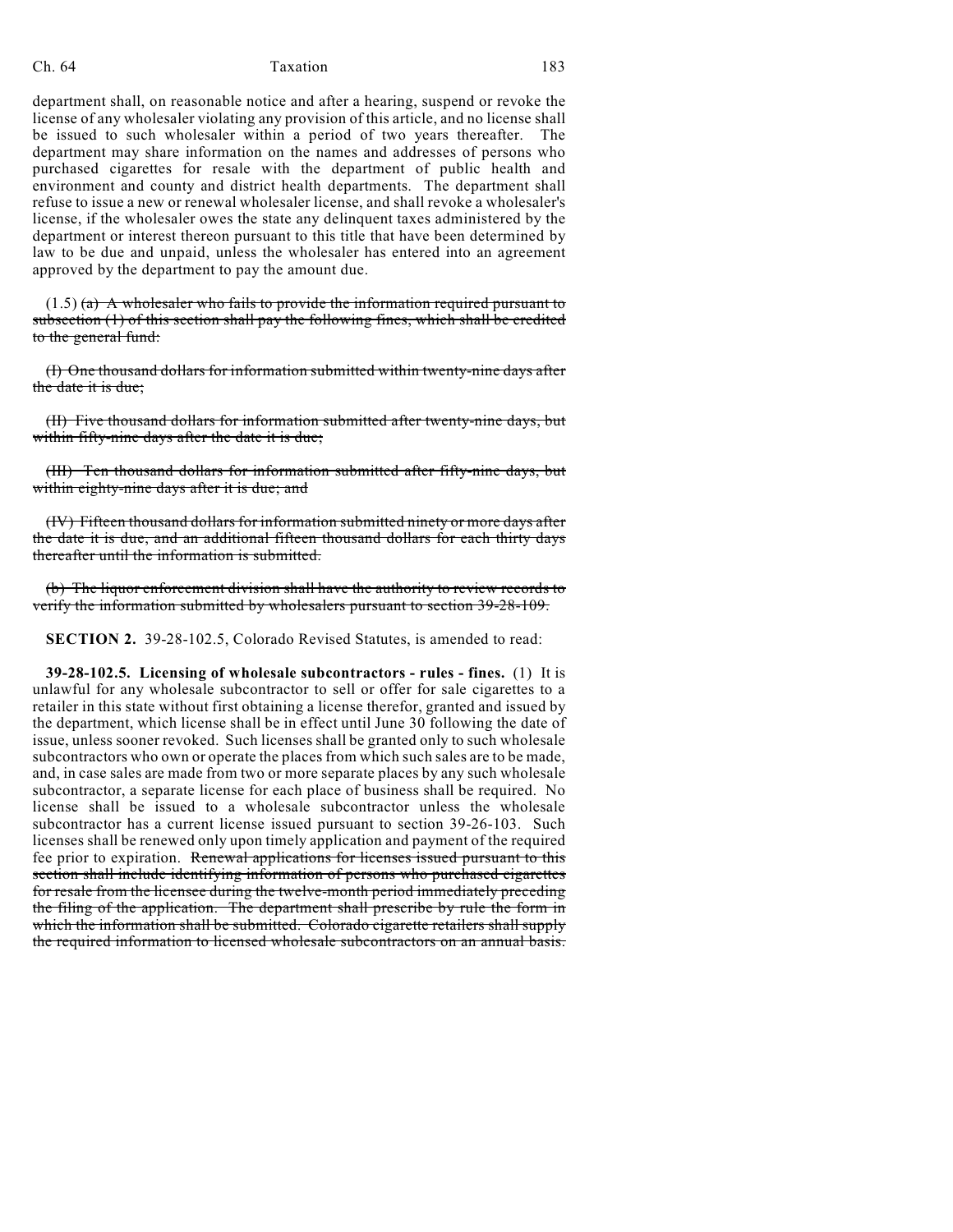department shall, on reasonable notice and after a hearing, suspend or revoke the license of any wholesaler violating any provision of this article, and no license shall be issued to such wholesaler within a period of two years thereafter. The department may share information on the names and addresses of persons who purchased cigarettes for resale with the department of public health and environment and county and district health departments. The department shall refuse to issue a new or renewal wholesaler license, and shall revoke a wholesaler's license, if the wholesaler owes the state any delinquent taxes administered by the department or interest thereon pursuant to this title that have been determined by law to be due and unpaid, unless the wholesaler has entered into an agreement approved by the department to pay the amount due.

(1.5) ~~(a) A wholesaler who fails to provide the information required pursuant to subsection (1) of this section shall pay the following fines, which shall be credited to the general fund:~~

~~(I) One thousand dollars for information submitted within twenty-nine days after the date it is due;~~

~~(II) Five thousand dollars for information submitted after twenty-nine days, but within fifty-nine days after the date it is due;~~

~~(III) Ten thousand dollars for information submitted after fifty-nine days, but within eighty-nine days after it is due; and~~

~~(IV) Fifteen thousand dollars for information submitted ninety or more days after the date it is due, and an additional fifteen thousand dollars for each thirty days thereafter until the information is submitted.~~

~~(b) The liquor enforcement division shall have the authority to review records to verify the information submitted by wholesalers pursuant to section 39-28-109.~~

**SECTION 2.** 39-28-102.5, Colorado Revised Statutes, is amended to read:

**39-28-102.5. Licensing of wholesale subcontractors - rules - fines.** (1) It is unlawful for any wholesale subcontractor to sell or offer for sale cigarettes to a retailer in this state without first obtaining a license therefor, granted and issued by the department, which license shall be in effect until June 30 following the date of issue, unless sooner revoked. Such licenses shall be granted only to such wholesale subcontractors who own or operate the places from which such sales are to be made, and, in case sales are made from two or more separate places by any such wholesale subcontractor, a separate license for each place of business shall be required. No license shall be issued to a wholesale subcontractor unless the wholesale subcontractor has a current license issued pursuant to section 39-26-103. Such licenses shall be renewed only upon timely application and payment of the required fee prior to expiration. ~~Renewal applications for licenses issued pursuant to this section shall include identifying information of persons who purchased cigarettes for resale from the licensee during the twelve-month period immediately preceding the filing of the application. The department shall prescribe by rule the form in which the information shall be submitted. Colorado cigarette retailers shall supply the required information to licensed wholesale subcontractors on an annual basis.~~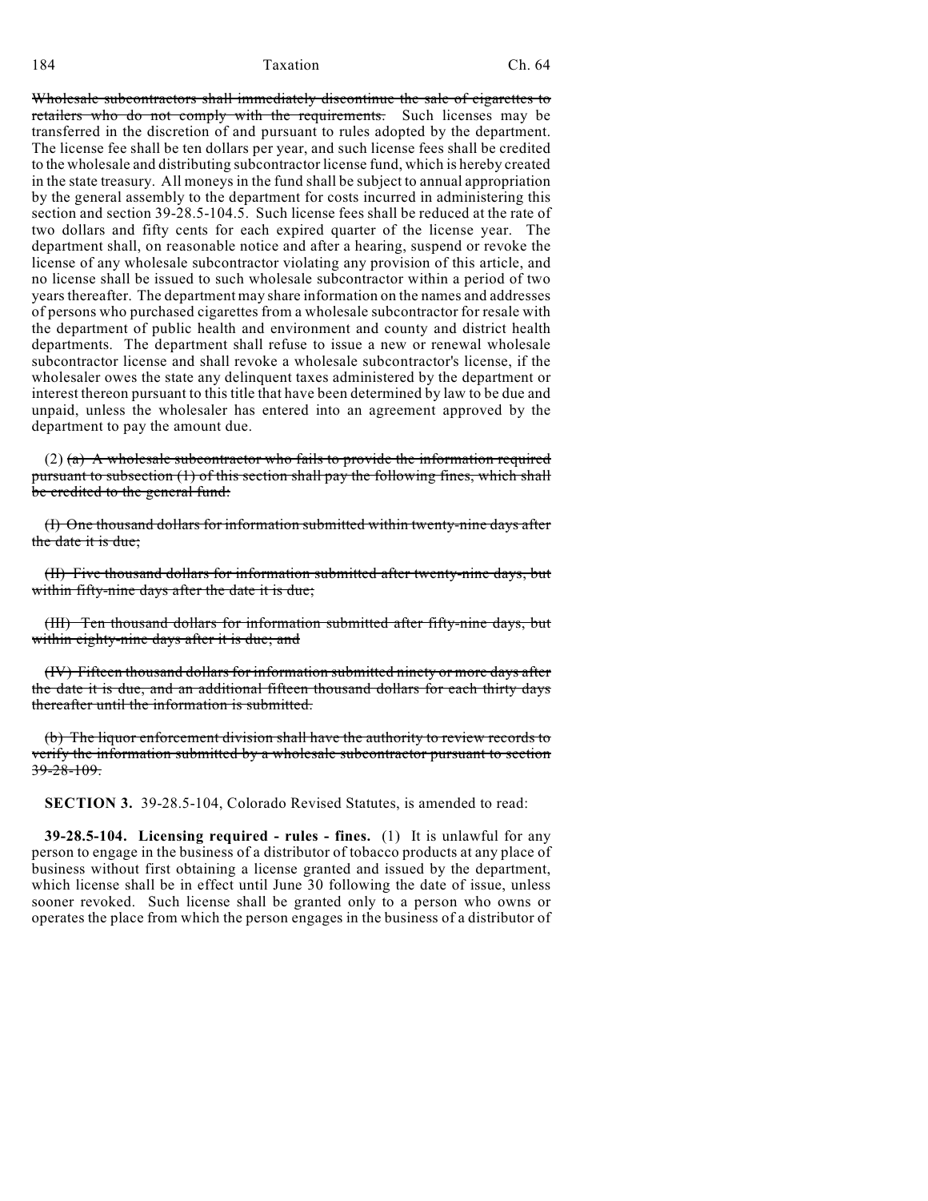~~Wholesale subcontractors shall immediately discontinue the sale of cigarettes to retailers who do not comply with the requirements.~~ Such licenses may be transferred in the discretion of and pursuant to rules adopted by the department. The license fee shall be ten dollars per year, and such license fees shall be credited to the wholesale and distributing subcontractor license fund, which is hereby created in the state treasury. All moneys in the fund shall be subject to annual appropriation by the general assembly to the department for costs incurred in administering this section and section 39-28.5-104.5. Such license fees shall be reduced at the rate of two dollars and fifty cents for each expired quarter of the license year. The department shall, on reasonable notice and after a hearing, suspend or revoke the license of any wholesale subcontractor violating any provision of this article, and no license shall be issued to such wholesale subcontractor within a period of two years thereafter. The department may share information on the names and addresses of persons who purchased cigarettes from a wholesale subcontractor for resale with the department of public health and environment and county and district health departments. The department shall refuse to issue a new or renewal wholesale subcontractor license and shall revoke a wholesale subcontractor's license, if the wholesaler owes the state any delinquent taxes administered by the department or interest thereon pursuant to this title that have been determined by law to be due and unpaid, unless the wholesaler has entered into an agreement approved by the department to pay the amount due.

(2) ~~(a) A wholesale subcontractor who fails to provide the information required pursuant to subsection (1) of this section shall pay the following fines, which shall be credited to the general fund:~~

~~(I) One thousand dollars for information submitted within twenty-nine days after the date it is due;~~

~~(II) Five thousand dollars for information submitted after twenty-nine days, but within fifty-nine days after the date it is due;~~

~~(III) Ten thousand dollars for information submitted after fifty-nine days, but within eighty-nine days after it is due; and~~

~~(IV) Fifteen thousand dollars for information submitted ninety or more days after the date it is due, and an additional fifteen thousand dollars for each thirty days thereafter until the information is submitted.~~

~~(b) The liquor enforcement division shall have the authority to review records to verify the information submitted by a wholesale subcontractor pursuant to section 39-28-109.~~

**SECTION 3.** 39-28.5-104, Colorado Revised Statutes, is amended to read:

**39-28.5-104. Licensing required - rules - fines.** (1) It is unlawful for any person to engage in the business of a distributor of tobacco products at any place of business without first obtaining a license granted and issued by the department, which license shall be in effect until June 30 following the date of issue, unless sooner revoked. Such license shall be granted only to a person who owns or operates the place from which the person engages in the business of a distributor of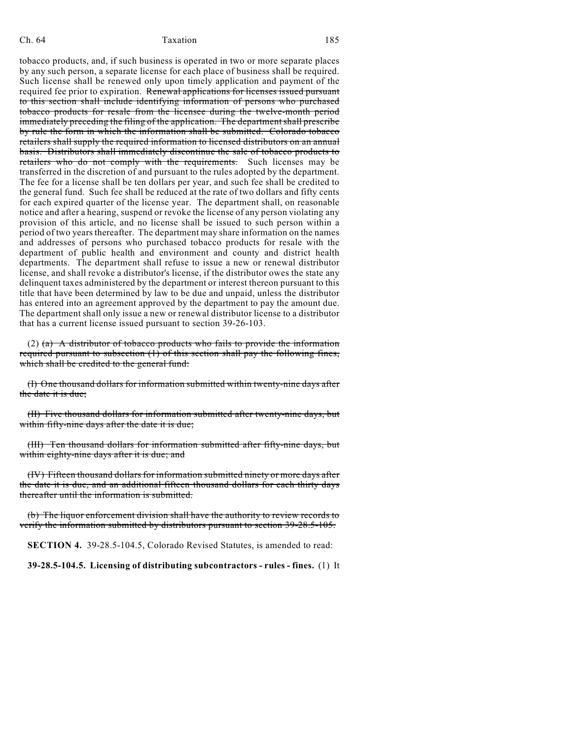tobacco products, and, if such business is operated in two or more separate places by any such person, a separate license for each place of business shall be required. Such license shall be renewed only upon timely application and payment of the required fee prior to expiration. ~~Renewal applications for licenses issued pursuant to this section shall include identifying information of persons who purchased tobacco products for resale from the licensee during the twelve-month period immediately preceding the filing of the application. The department shall prescribe by rule the form in which the information shall be submitted. Colorado tobacco retailers shall supply the required information to licensed distributors on an annual basis. Distributors shall immediately discontinue the sale of tobacco products to retailers who do not comply with the requirements.~~ Such licenses may be transferred in the discretion of and pursuant to the rules adopted by the department. The fee for a license shall be ten dollars per year, and such fee shall be credited to the general fund. Such fee shall be reduced at the rate of two dollars and fifty cents for each expired quarter of the license year. The department shall, on reasonable notice and after a hearing, suspend or revoke the license of any person violating any provision of this article, and no license shall be issued to such person within a period of two years thereafter. The department may share information on the names and addresses of persons who purchased tobacco products for resale with the department of public health and environment and county and district health departments. The department shall refuse to issue a new or renewal distributor license, and shall revoke a distributor's license, if the distributor owes the state any delinquent taxes administered by the department or interest thereon pursuant to this title that have been determined by law to be due and unpaid, unless the distributor has entered into an agreement approved by the department to pay the amount due. The department shall only issue a new or renewal distributor license to a distributor that has a current license issued pursuant to section 39-26-103.

(2) ~~(a) A distributor of tobacco products who fails to provide the information required pursuant to subsection (1) of this section shall pay the following fines, which shall be credited to the general fund:~~

~~(I) One thousand dollars for information submitted within twenty-nine days after the date it is due;~~

~~(II) Five thousand dollars for information submitted after twenty-nine days, but within fifty-nine days after the date it is due;~~

~~(III) Ten thousand dollars for information submitted after fifty-nine days, but within eighty-nine days after it is due; and~~

~~(IV) Fifteen thousand dollars for information submitted ninety or more days after the date it is due, and an additional fifteen thousand dollars for each thirty days thereafter until the information is submitted.~~

~~(b) The liquor enforcement division shall have the authority to review records to verify the information submitted by distributors pursuant to section 39-28.5-105.~~

**SECTION 4.** 39-28.5-104.5, Colorado Revised Statutes, is amended to read:

**39-28.5-104.5. Licensing of distributing subcontractors - rules - fines.** (1) It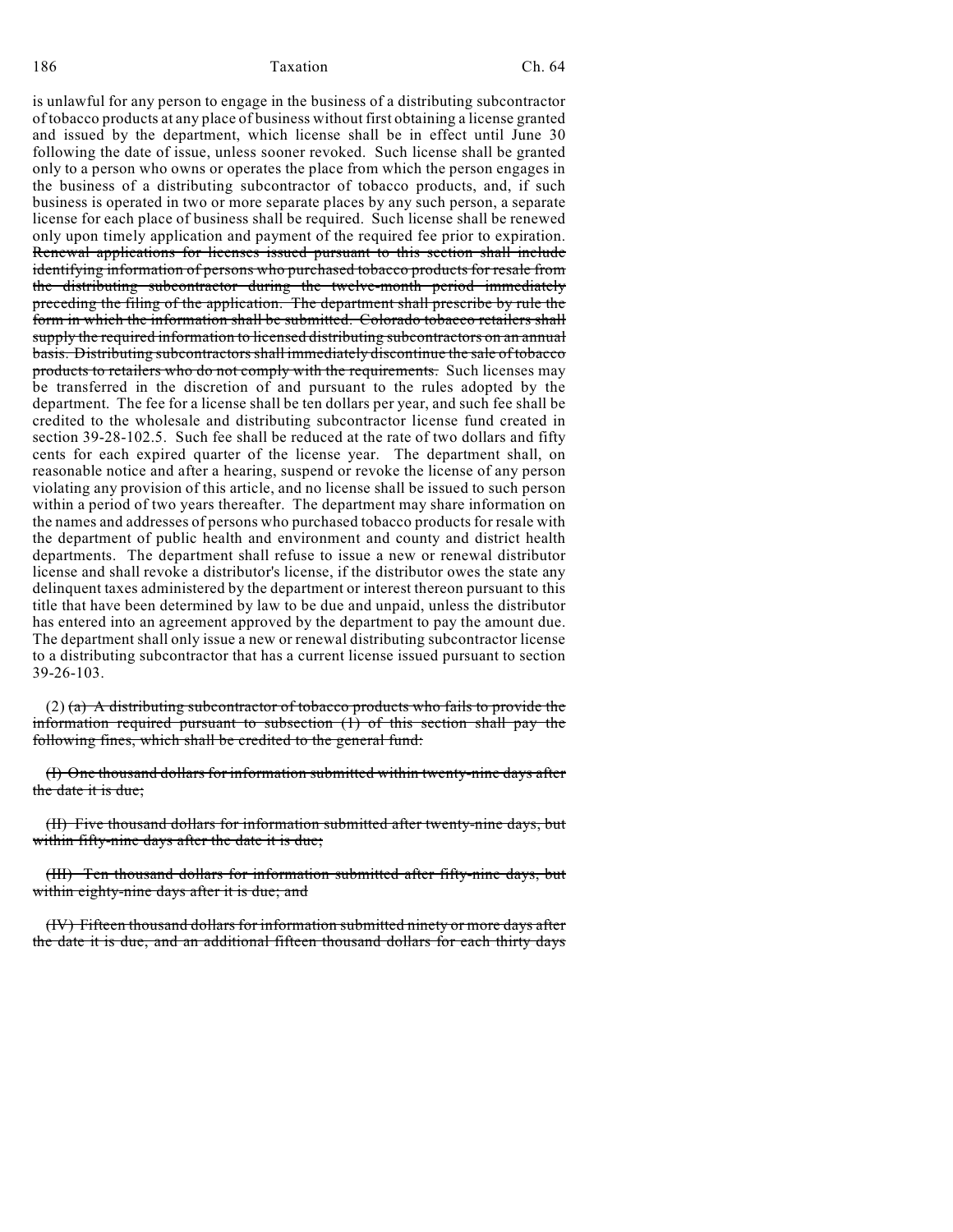is unlawful for any person to engage in the business of a distributing subcontractor of tobacco products at any place of business without first obtaining a license granted and issued by the department, which license shall be in effect until June 30 following the date of issue, unless sooner revoked. Such license shall be granted only to a person who owns or operates the place from which the person engages in the business of a distributing subcontractor of tobacco products, and, if such business is operated in two or more separate places by any such person, a separate license for each place of business shall be required. Such license shall be renewed only upon timely application and payment of the required fee prior to expiration. ~~Renewal applications for licenses issued pursuant to this section shall include identifying information of persons who purchased tobacco products for resale from the distributing subcontractor during the twelve-month period immediately preceding the filing of the application. The department shall prescribe by rule the form in which the information shall be submitted. Colorado tobacco retailers shall supply the required information to licensed distributing subcontractors on an annual basis. Distributing subcontractors shall immediately discontinue the sale of tobacco products to retailers who do not comply with the requirements.~~ Such licenses may be transferred in the discretion of and pursuant to the rules adopted by the department. The fee for a license shall be ten dollars per year, and such fee shall be credited to the wholesale and distributing subcontractor license fund created in section 39-28-102.5. Such fee shall be reduced at the rate of two dollars and fifty cents for each expired quarter of the license year. The department shall, on reasonable notice and after a hearing, suspend or revoke the license of any person violating any provision of this article, and no license shall be issued to such person within a period of two years thereafter. The department may share information on the names and addresses of persons who purchased tobacco products for resale with the department of public health and environment and county and district health departments. The department shall refuse to issue a new or renewal distributor license and shall revoke a distributor's license, if the distributor owes the state any delinquent taxes administered by the department or interest thereon pursuant to this title that have been determined by law to be due and unpaid, unless the distributor has entered into an agreement approved by the department to pay the amount due. The department shall only issue a new or renewal distributing subcontractor license to a distributing subcontractor that has a current license issued pursuant to section 39-26-103.

(2) ~~(a) A distributing subcontractor of tobacco products who fails to provide the information required pursuant to subsection (1) of this section shall pay the following fines, which shall be credited to the general fund:~~

~~(I) One thousand dollars for information submitted within twenty-nine days after the date it is due;~~

~~(II) Five thousand dollars for information submitted after twenty-nine days, but within fifty-nine days after the date it is due;~~

~~(III) Ten thousand dollars for information submitted after fifty-nine days, but within eighty-nine days after it is due; and~~

~~(IV) Fifteen thousand dollars for information submitted ninety or more days after the date it is due, and an additional fifteen thousand dollars for each thirty days~~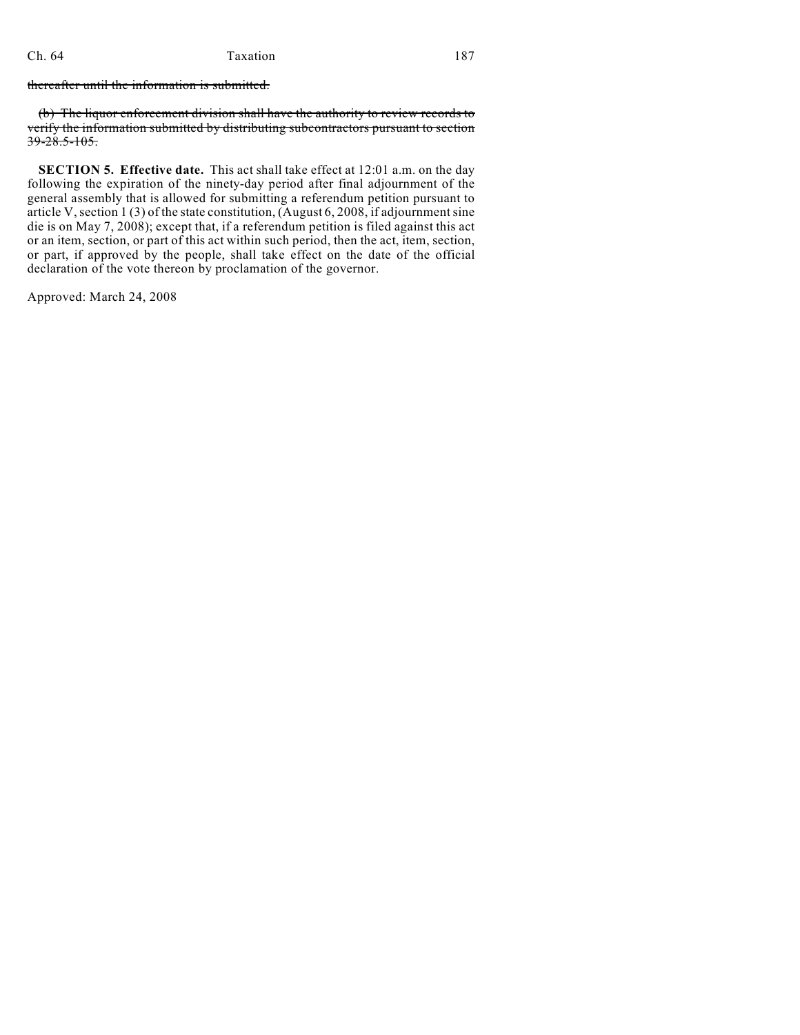~~thereafter until the information is submitted.~~

~~(b) The liquor enforcement division shall have the authority to review records to verify the information submitted by distributing subcontractors pursuant to section 39-28.5-105.~~

**SECTION 5. Effective date.** This act shall take effect at 12:01 a.m. on the day following the expiration of the ninety-day period after final adjournment of the general assembly that is allowed for submitting a referendum petition pursuant to article V, section 1 (3) of the state constitution, (August 6, 2008, if adjournment sine die is on May 7, 2008); except that, if a referendum petition is filed against this act or an item, section, or part of this act within such period, then the act, item, section, or part, if approved by the people, shall take effect on the date of the official declaration of the vote thereon by proclamation of the governor.

Approved: March 24, 2008